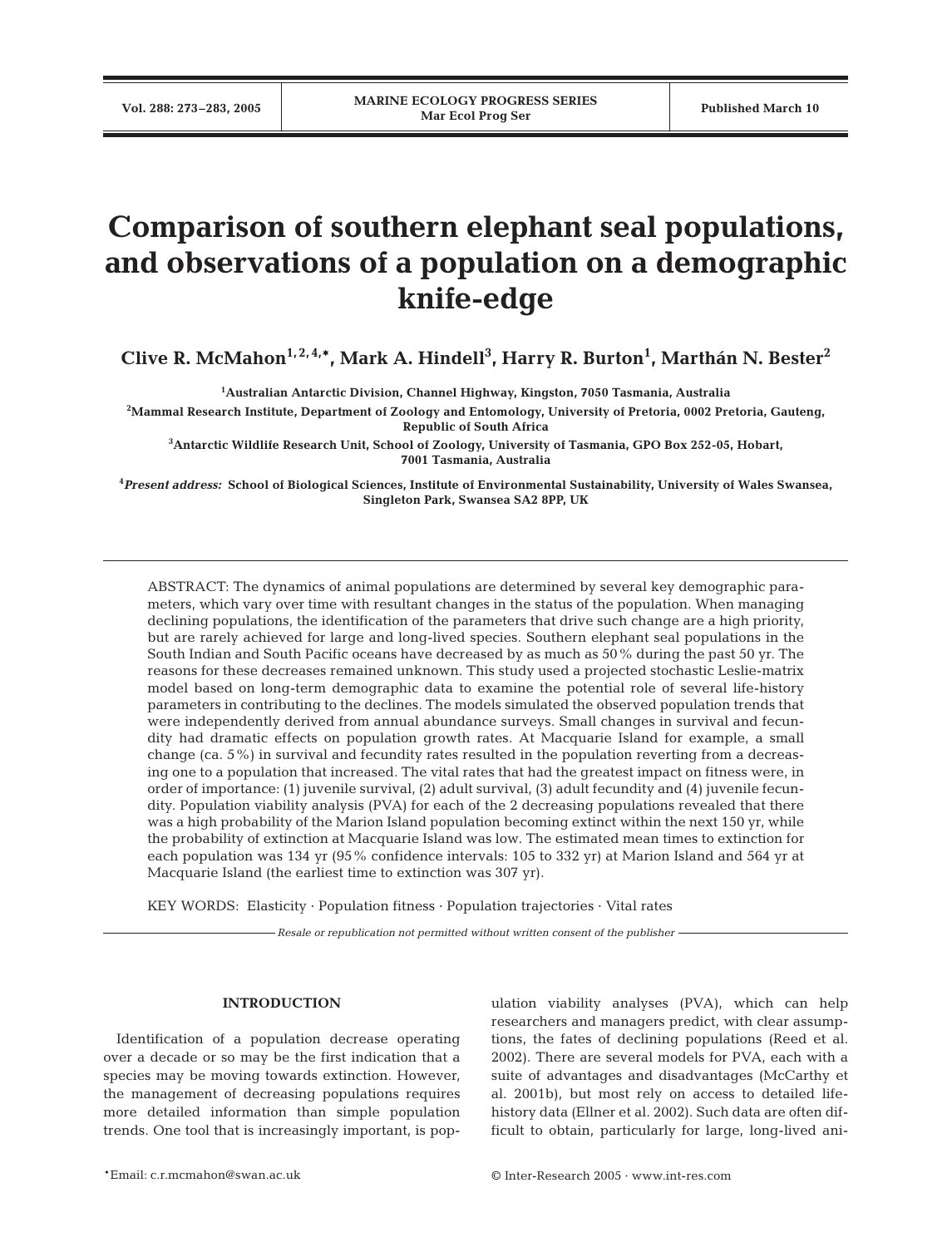# Comparison of southern elephant seal populations, and observations of a population on a demographic knife-edge

**Clive R. McMahon**[1,2,4,*]**, Mark A. Hindell**[3]**, Harry R. Burton**[1]**, Marthán N. Bester**[2]

[1]Australian Antarctic Division, Channel Highway, Kingston, 7050 Tasmania, Australia

[2]Mammal Research Institute, Department of Zoology and Entomology, University of Pretoria, 0002 Pretoria, Gauteng, Republic of South Africa

[3]Antarctic Wildlife Research Unit, School of Zoology, University of Tasmania, GPO Box 252-05, Hobart, 7001 Tasmania, Australia

[4]*Present address:* School of Biological Sciences, Institute of Environmental Sustainability, University of Wales Swansea, Singleton Park, Swansea SA2 8PP, UK

ABSTRACT: The dynamics of animal populations are determined by several key demographic parameters, which vary over time with resultant changes in the status of the population. When managing declining populations, the identification of the parameters that drive such change are a high priority, but are rarely achieved for large and long-lived species. Southern elephant seal populations in the South Indian and South Pacific oceans have decreased by as much as 50% during the past 50 yr. The reasons for these decreases remained unknown. This study used a projected stochastic Leslie-matrix model based on long-term demographic data to examine the potential role of several life-history parameters in contributing to the declines. The models simulated the observed population trends that were independently derived from annual abundance surveys. Small changes in survival and fecundity had dramatic effects on population growth rates. At Macquarie Island for example, a small change (ca. 5%) in survival and fecundity rates resulted in the population reverting from a decreasing one to a population that increased. The vital rates that had the greatest impact on fitness were, in order of importance: (1) juvenile survival, (2) adult survival, (3) adult fecundity and (4) juvenile fecundity. Population viability analysis (PVA) for each of the 2 decreasing populations revealed that there was a high probability of the Marion Island population becoming extinct within the next 150 yr, while the probability of extinction at Macquarie Island was low. The estimated mean times to extinction for each population was 134 yr (95% confidence intervals: 105 to 332 yr) at Marion Island and 564 yr at Macquarie Island (the earliest time to extinction was 307 yr).

KEY WORDS: Elasticity · Population fitness · Population trajectories · Vital rates

*Resale or republication not permitted without written consent of the publisher*

## INTRODUCTION

Identification of a population decrease operating over a decade or so may be the first indication that a species may be moving towards extinction. However, the management of decreasing populations requires more detailed information than simple population trends. One tool that is increasingly important, is population viability analyses (PVA), which can help researchers and managers predict, with clear assumptions, the fates of declining populations (Reed et al. 2002). There are several models for PVA, each with a suite of advantages and disadvantages (McCarthy et al. 2001b), but most rely on access to detailed life-history data (Ellner et al. 2002). Such data are often difficult to obtain, particularly for large, long-lived ani-

*Email: c.r.mcmahon@swan.ac.uk

© Inter-Research 2005 · www.int-res.com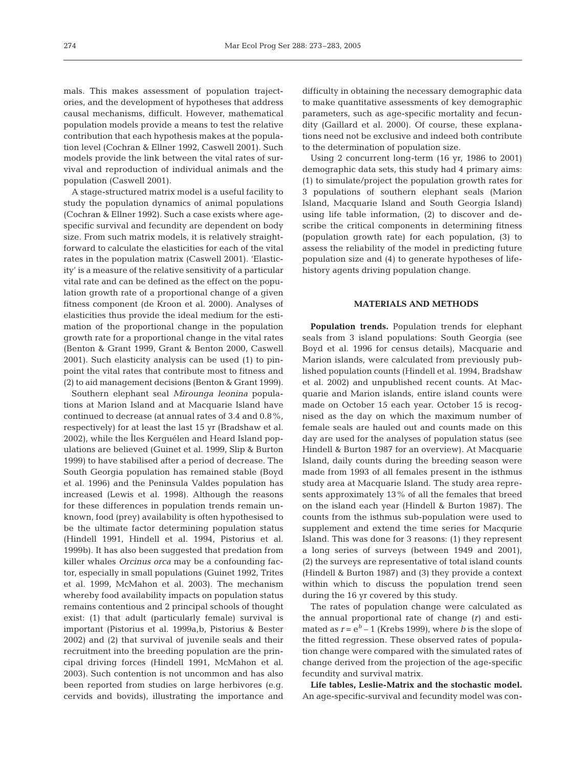mals. This makes assessment of population trajectories, and the development of hypotheses that address causal mechanisms, difficult. However, mathematical population models provide a means to test the relative contribution that each hypothesis makes at the population level (Cochran & Ellner 1992, Caswell 2001). Such models provide the link between the vital rates of survival and reproduction of individual animals and the population (Caswell 2001).

A stage-structured matrix model is a useful facility to study the population dynamics of animal populations (Cochran & Ellner 1992). Such a case exists where age-specific survival and fecundity are dependent on body size. From such matrix models, it is relatively straightforward to calculate the elasticities for each of the vital rates in the population matrix (Caswell 2001). 'Elasticity' is a measure of the relative sensitivity of a particular vital rate and can be defined as the effect on the population growth rate of a proportional change of a given fitness component (de Kroon et al. 2000). Analyses of elasticities thus provide the ideal medium for the estimation of the proportional change in the population growth rate for a proportional change in the vital rates (Benton & Grant 1999, Grant & Benton 2000, Caswell 2001). Such elasticity analysis can be used (1) to pinpoint the vital rates that contribute most to fitness and (2) to aid management decisions (Benton & Grant 1999).

Southern elephant seal *Mirounga leonina* populations at Marion Island and at Macquarie Island have continued to decrease (at annual rates of 3.4 and 0.8%, respectively) for at least the last 15 yr (Bradshaw et al. 2002), while the Îles Kerguélen and Heard Island populations are believed (Guinet et al. 1999, Slip & Burton 1999) to have stabilised after a period of decrease. The South Georgia population has remained stable (Boyd et al. 1996) and the Peninsula Valdes population has increased (Lewis et al. 1998). Although the reasons for these differences in population trends remain unknown, food (prey) availability is often hypothesised to be the ultimate factor determining population status (Hindell 1991, Hindell et al. 1994, Pistorius et al. 1999b). It has also been suggested that predation from killer whales *Orcinus orca* may be a confounding factor, especially in small populations (Guinet 1992, Trites et al. 1999, McMahon et al. 2003). The mechanism whereby food availability impacts on population status remains contentious and 2 principal schools of thought exist: (1) that adult (particularly female) survival is important (Pistorius et al. 1999a,b, Pistorius & Bester 2002) and (2) that survival of juvenile seals and their recruitment into the breeding population are the principal driving forces (Hindell 1991, McMahon et al. 2003). Such contention is not uncommon and has also been reported from studies on large herbivores (e.g. cervids and bovids), illustrating the importance and difficulty in obtaining the necessary demographic data to make quantitative assessments of key demographic parameters, such as age-specific mortality and fecundity (Gaillard et al. 2000). Of course, these explanations need not be exclusive and indeed both contribute to the determination of population size.

Using 2 concurrent long-term (16 yr, 1986 to 2001) demographic data sets, this study had 4 primary aims: (1) to simulate/project the population growth rates for 3 populations of southern elephant seals (Marion Island, Macquarie Island and South Georgia Island) using life table information, (2) to discover and describe the critical components in determining fitness (population growth rate) for each population, (3) to assess the reliability of the model in predicting future population size and (4) to generate hypotheses of life-history agents driving population change.

## MATERIALS AND METHODS

**Population trends.** Population trends for elephant seals from 3 island populations: South Georgia (see Boyd et al. 1996 for census details), Macquarie and Marion islands, were calculated from previously published population counts (Hindell et al. 1994, Bradshaw et al. 2002) and unpublished recent counts. At Macquarie and Marion islands, entire island counts were made on October 15 each year. October 15 is recognised as the day on which the maximum number of female seals are hauled out and counts made on this day are used for the analyses of population status (see Hindell & Burton 1987 for an overview). At Macquarie Island, daily counts during the breeding season were made from 1993 of all females present in the isthmus study area at Macquarie Island. The study area represents approximately 13% of all the females that breed on the island each year (Hindell & Burton 1987). The counts from the isthmus sub-population were used to supplement and extend the time series for Macqurie Island. This was done for 3 reasons: (1) they represent a long series of surveys (between 1949 and 2001), (2) the surveys are representative of total island counts (Hindell & Burton 1987) and (3) they provide a context within which to discuss the population trend seen during the 16 yr covered by this study.

The rates of population change were calculated as the annual proportional rate of change ($r$) and estimated as $r = e^b - 1$ (Krebs 1999), where $b$ is the slope of the fitted regression. These observed rates of population change were compared with the simulated rates of change derived from the projection of the age-specific fecundity and survival matrix.

**Life tables, Leslie-Matrix and the stochastic model.** An age-specific-survival and fecundity model was con-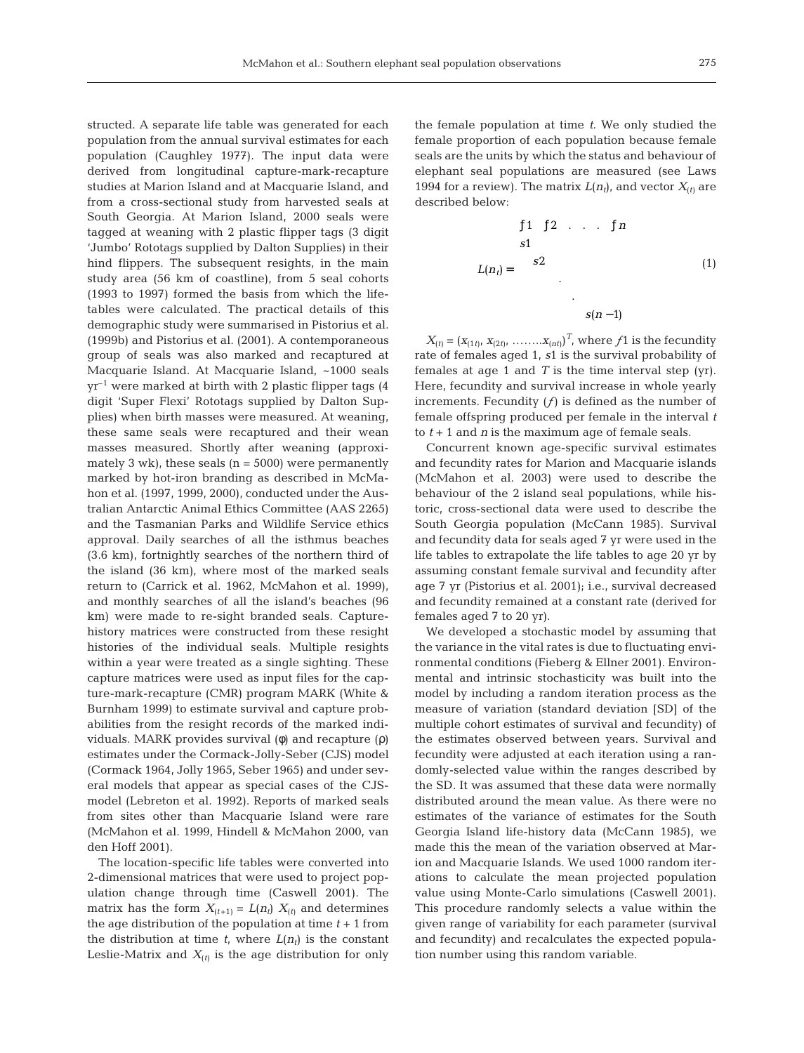structed. A separate life table was generated for each population from the annual survival estimates for each population (Caughley 1977). The input data were derived from longitudinal capture-mark-recapture studies at Marion Island and at Macquarie Island, and from a cross-sectional study from harvested seals at South Georgia. At Marion Island, 2000 seals were tagged at weaning with 2 plastic flipper tags (3 digit 'Jumbo' Rototags supplied by Dalton Supplies) in their hind flippers. The subsequent resights, in the main study area (56 km of coastline), from 5 seal cohorts (1993 to 1997) formed the basis from which the life-tables were calculated. The practical details of this demographic study were summarised in Pistorius et al. (1999b) and Pistorius et al. (2001). A contemporaneous group of seals was also marked and recaptured at Macquarie Island. At Macquarie Island, ~1000 seals $yr^{-1}$ were marked at birth with 2 plastic flipper tags (4 digit 'Super Flexi' Rototags supplied by Dalton Supplies) when birth masses were measured. At weaning, these same seals were recaptured and their wean masses measured. Shortly after weaning (approximately 3 wk), these seals (n = 5000) were permanently marked by hot-iron branding as described in McMahon et al. (1997, 1999, 2000), conducted under the Australian Antarctic Animal Ethics Committee (AAS 2265) and the Tasmanian Parks and Wildlife Service ethics approval. Daily searches of all the isthmus beaches (3.6 km), fortnightly searches of the northern third of the island (36 km), where most of the marked seals return to (Carrick et al. 1962, McMahon et al. 1999), and monthly searches of all the island's beaches (96 km) were made to re-sight branded seals. Capture-history matrices were constructed from these resight histories of the individual seals. Multiple resights within a year were treated as a single sighting. These capture matrices were used as input files for the capture-mark-recapture (CMR) program MARK (White & Burnham 1999) to estimate survival and capture probabilities from the resight records of the marked individuals. MARK provides survival (φ) and recapture (ρ) estimates under the Cormack-Jolly-Seber (CJS) model (Cormack 1964, Jolly 1965, Seber 1965) and under several models that appear as special cases of the CJS-model (Lebreton et al. 1992). Reports of marked seals from sites other than Macquarie Island were rare (McMahon et al. 1999, Hindell & McMahon 2000, van den Hoff 2001).

The location-specific life tables were converted into 2-dimensional matrices that were used to project population change through time (Caswell 2001). The matrix has the form $X_{(t+1)} = L(n_t)\ X_{(t)}$ and determines the age distribution of the population at time $t + 1$ from the distribution at time $t$, where $L(n_t)$ is the constant Leslie-Matrix and $X_{(t)}$ is the age distribution for only the female population at time $t$. We only studied the female proportion of each population because female seals are the units by which the status and behaviour of elephant seal populations are measured (see Laws 1994 for a review). The matrix $L(n_t)$, and vector $X_{(t)}$ are described below:

$$L(n_t) = \begin{bmatrix} f1 & f2 & . & . & . & fn \\ s1 & & & & & \\ & s2 & & & & \\ & & . & & & \\ & & & . & & \\ & & & & s(n-1) & \end{bmatrix} \quad (1)$$

$X_{(t)} = (x_{(1t)}, x_{(2t)}, \ldots\ldots x_{(nt)})^T$, where $f1$ is the fecundity rate of females aged 1, $s1$ is the survival probability of females at age 1 and $T$ is the time interval step (yr). Here, fecundity and survival increase in whole yearly increments. Fecundity ($f$) is defined as the number of female offspring produced per female in the interval $t$ to $t + 1$ and $n$ is the maximum age of female seals.

Concurrent known age-specific survival estimates and fecundity rates for Marion and Macquarie islands (McMahon et al. 2003) were used to describe the behaviour of the 2 island seal populations, while historic, cross-sectional data were used to describe the South Georgia population (McCann 1985). Survival and fecundity data for seals aged 7 yr were used in the life tables to extrapolate the life tables to age 20 yr by assuming constant female survival and fecundity after age 7 yr (Pistorius et al. 2001); i.e., survival decreased and fecundity remained at a constant rate (derived for females aged 7 to 20 yr).

We developed a stochastic model by assuming that the variance in the vital rates is due to fluctuating environmental conditions (Fieberg & Ellner 2001). Environmental and intrinsic stochasticity was built into the model by including a random iteration process as the measure of variation (standard deviation [SD] of the multiple cohort estimates of survival and fecundity) of the estimates observed between years. Survival and fecundity were adjusted at each iteration using a randomly-selected value within the ranges described by the SD. It was assumed that these data were normally distributed around the mean value. As there were no estimates of the variance of estimates for the South Georgia Island life-history data (McCann 1985), we made this the mean of the variation observed at Marion and Macquarie Islands. We used 1000 random iterations to calculate the mean projected population value using Monte-Carlo simulations (Caswell 2001). This procedure randomly selects a value within the given range of variability for each parameter (survival and fecundity) and recalculates the expected population number using this random variable.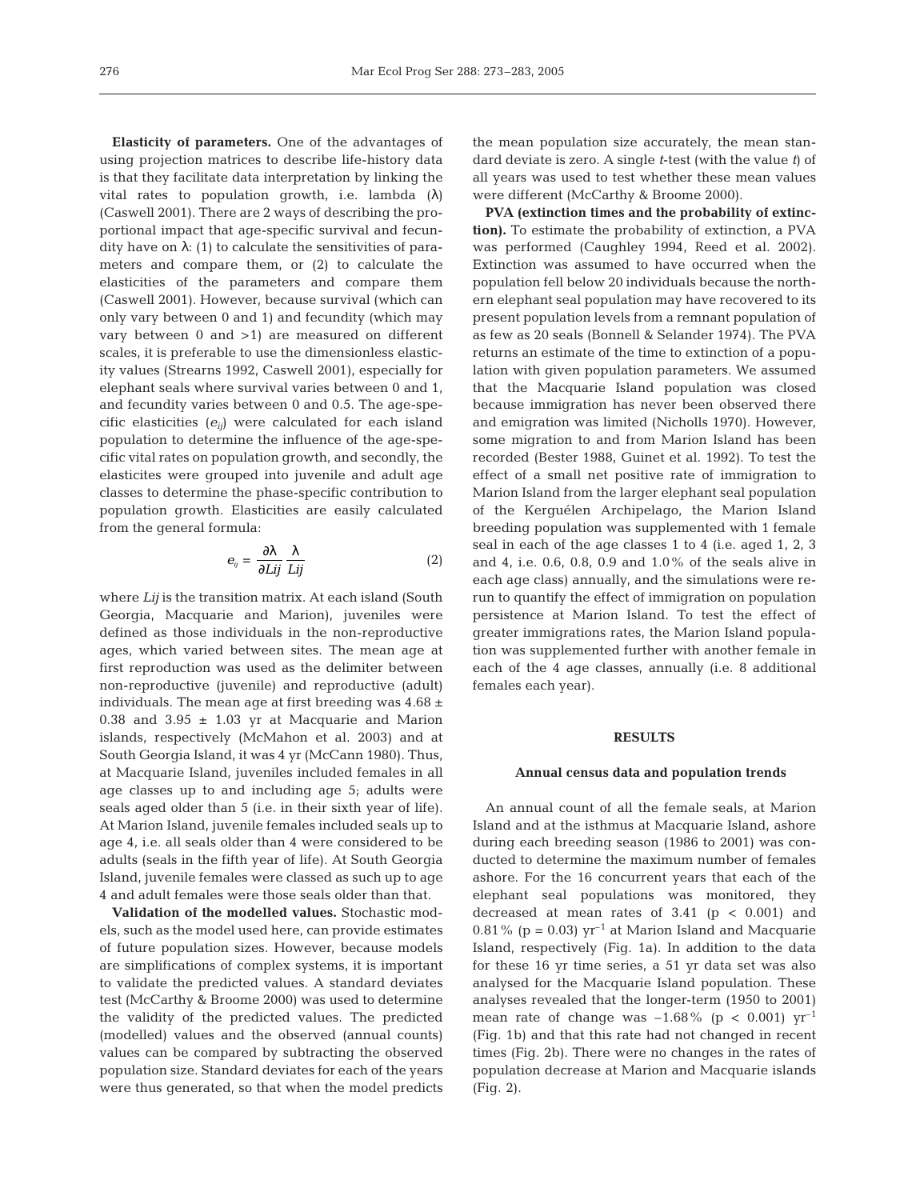**Elasticity of parameters.** One of the advantages of using projection matrices to describe life-history data is that they facilitate data interpretation by linking the vital rates to population growth, i.e. lambda ($\lambda$) (Caswell 2001). There are 2 ways of describing the proportional impact that age-specific survival and fecundity have on $\lambda$: (1) to calculate the sensitivities of parameters and compare them, or (2) to calculate the elasticities of the parameters and compare them (Caswell 2001). However, because survival (which can only vary between 0 and 1) and fecundity (which may vary between 0 and >1) are measured on different scales, it is preferable to use the dimensionless elasticity values (Strearns 1992, Caswell 2001), especially for elephant seals where survival varies between 0 and 1, and fecundity varies between 0 and 0.5. The age-specific elasticities ($e_{ij}$) were calculated for each island population to determine the influence of the age-specific vital rates on population growth, and secondly, the elasticites were grouped into juvenile and adult age classes to determine the phase-specific contribution to population growth. Elasticities are easily calculated from the general formula:

$$e_{ij} = \frac{\partial \lambda}{\partial Lij} \frac{\lambda}{Lij} \tag{2}$$

where *Lij* is the transition matrix. At each island (South Georgia, Macquarie and Marion), juveniles were defined as those individuals in the non-reproductive ages, which varied between sites. The mean age at first reproduction was used as the delimiter between non-reproductive (juvenile) and reproductive (adult) individuals. The mean age at first breeding was 4.68 ± 0.38 and 3.95 ± 1.03 yr at Macquarie and Marion islands, respectively (McMahon et al. 2003) and at South Georgia Island, it was 4 yr (McCann 1980). Thus, at Macquarie Island, juveniles included females in all age classes up to and including age 5; adults were seals aged older than 5 (i.e. in their sixth year of life). At Marion Island, juvenile females included seals up to age 4, i.e. all seals older than 4 were considered to be adults (seals in the fifth year of life). At South Georgia Island, juvenile females were classed as such up to age 4 and adult females were those seals older than that.

**Validation of the modelled values.** Stochastic models, such as the model used here, can provide estimates of future population sizes. However, because models are simplifications of complex systems, it is important to validate the predicted values. A standard deviates test (McCarthy & Broome 2000) was used to determine the validity of the predicted values. The predicted (modelled) values and the observed (annual counts) values can be compared by subtracting the observed population size. Standard deviates for each of the years were thus generated, so that when the model predicts the mean population size accurately, the mean standard deviate is zero. A single *t*-test (with the value *t*) of all years was used to test whether these mean values were different (McCarthy & Broome 2000).

**PVA (extinction times and the probability of extinction).** To estimate the probability of extinction, a PVA was performed (Caughley 1994, Reed et al. 2002). Extinction was assumed to have occurred when the population fell below 20 individuals because the northern elephant seal population may have recovered to its present population levels from a remnant population of as few as 20 seals (Bonnell & Selander 1974). The PVA returns an estimate of the time to extinction of a population with given population parameters. We assumed that the Macquarie Island population was closed because immigration has never been observed there and emigration was limited (Nicholls 1970). However, some migration to and from Marion Island has been recorded (Bester 1988, Guinet et al. 1992). To test the effect of a small net positive rate of immigration to Marion Island from the larger elephant seal population of the Kerguélen Archipelago, the Marion Island breeding population was supplemented with 1 female seal in each of the age classes 1 to 4 (i.e. aged 1, 2, 3 and 4, i.e. 0.6, 0.8, 0.9 and 1.0% of the seals alive in each age class) annually, and the simulations were rerun to quantify the effect of immigration on population persistence at Marion Island. To test the effect of greater immigrations rates, the Marion Island population was supplemented further with another female in each of the 4 age classes, annually (i.e. 8 additional females each year).

## RESULTS

### Annual census data and population trends

An annual count of all the female seals, at Marion Island and at the isthmus at Macquarie Island, ashore during each breeding season (1986 to 2001) was conducted to determine the maximum number of females ashore. For the 16 concurrent years that each of the elephant seal populations was monitored, they decreased at mean rates of 3.41 ($p < 0.001$) and 0.81% ($p = 0.03$) $yr^{-1}$ at Marion Island and Macquarie Island, respectively (Fig. 1a). In addition to the data for these 16 yr time series, a 51 yr data set was also analysed for the Macquarie Island population. These analyses revealed that the longer-term (1950 to 2001) mean rate of change was −1.68% ($p < 0.001$) $yr^{-1}$ (Fig. 1b) and that this rate had not changed in recent times (Fig. 2b). There were no changes in the rates of population decrease at Marion and Macquarie islands (Fig. 2).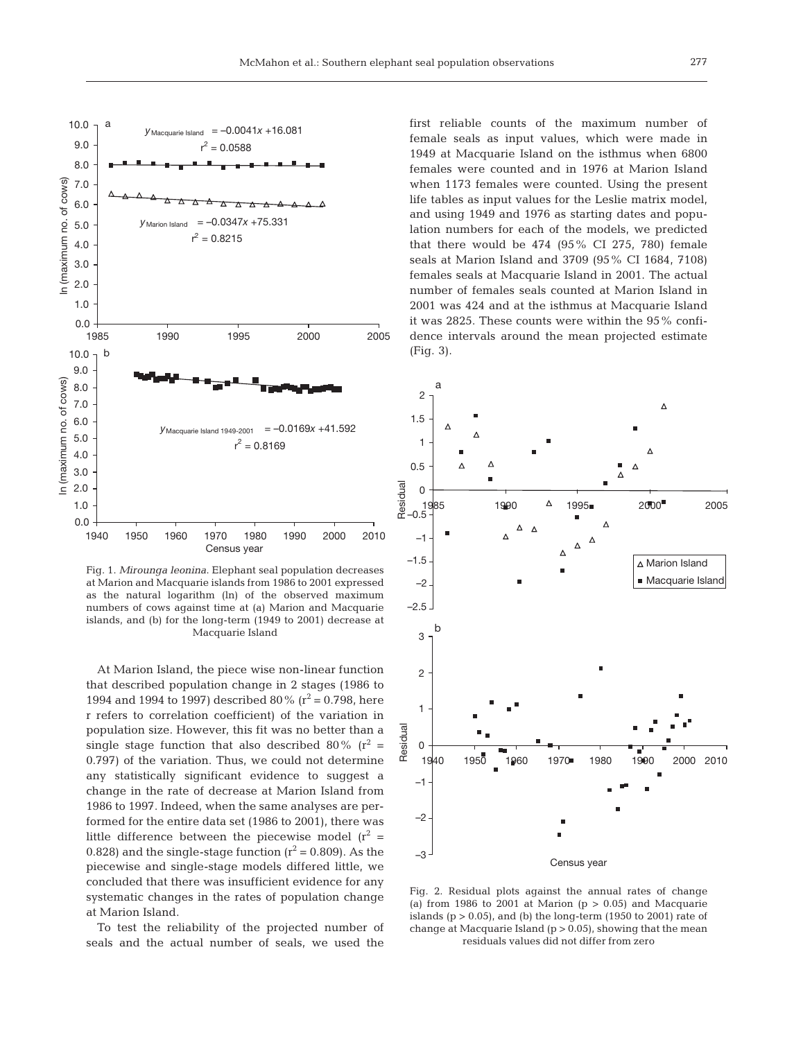Fig. 1. *Mirounga leonina*. Elephant seal population decreases at Marion and Macquarie islands from 1986 to 2001 expressed as the natural logarithm (ln) of the observed maximum numbers of cows against time at (a) Marion and Macquarie islands, and (b) for the long-term (1949 to 2001) decrease at Macquarie Island

At Marion Island, the piece wise non-linear function that described population change in 2 stages (1986 to 1994 and 1994 to 1997) described 80% ($r^2 = 0.798$, here r refers to correlation coefficient) of the variation in population size. However, this fit was no better than a single stage function that also described 80% ($r^2 = 0.797$) of the variation. Thus, we could not determine any statistically significant evidence to suggest a change in the rate of decrease at Marion Island from 1986 to 1997. Indeed, when the same analyses are performed for the entire data set (1986 to 2001), there was little difference between the piecewise model ($r^2 = 0.828$) and the single-stage function ($r^2 = 0.809$). As the piecewise and single-stage models differed little, we concluded that there was insufficient evidence for any systematic changes in the rates of population change at Marion Island.

To test the reliability of the projected number of seals and the actual number of seals, we used the first reliable counts of the maximum number of female seals as input values, which were made in 1949 at Macquarie Island on the isthmus when 6800 females were counted and in 1976 at Marion Island when 1173 females were counted. Using the present life tables as input values for the Leslie matrix model, and using 1949 and 1976 as starting dates and population numbers for each of the models, we predicted that there would be 474 (95% CI 275, 780) female seals at Marion Island and 3709 (95% CI 1684, 7108) females seals at Macquarie Island in 2001. The actual number of females seals counted at Marion Island in 2001 was 424 and at the isthmus at Macquarie Island it was 2825. These counts were within the 95% confidence intervals around the mean projected estimate (Fig. 3).

Fig. 2. Residual plots against the annual rates of change (a) from 1986 to 2001 at Marion ($p > 0.05$) and Macquarie islands ($p > 0.05$), and (b) the long-term (1950 to 2001) rate of change at Macquarie Island ($p > 0.05$), showing that the mean residuals values did not differ from zero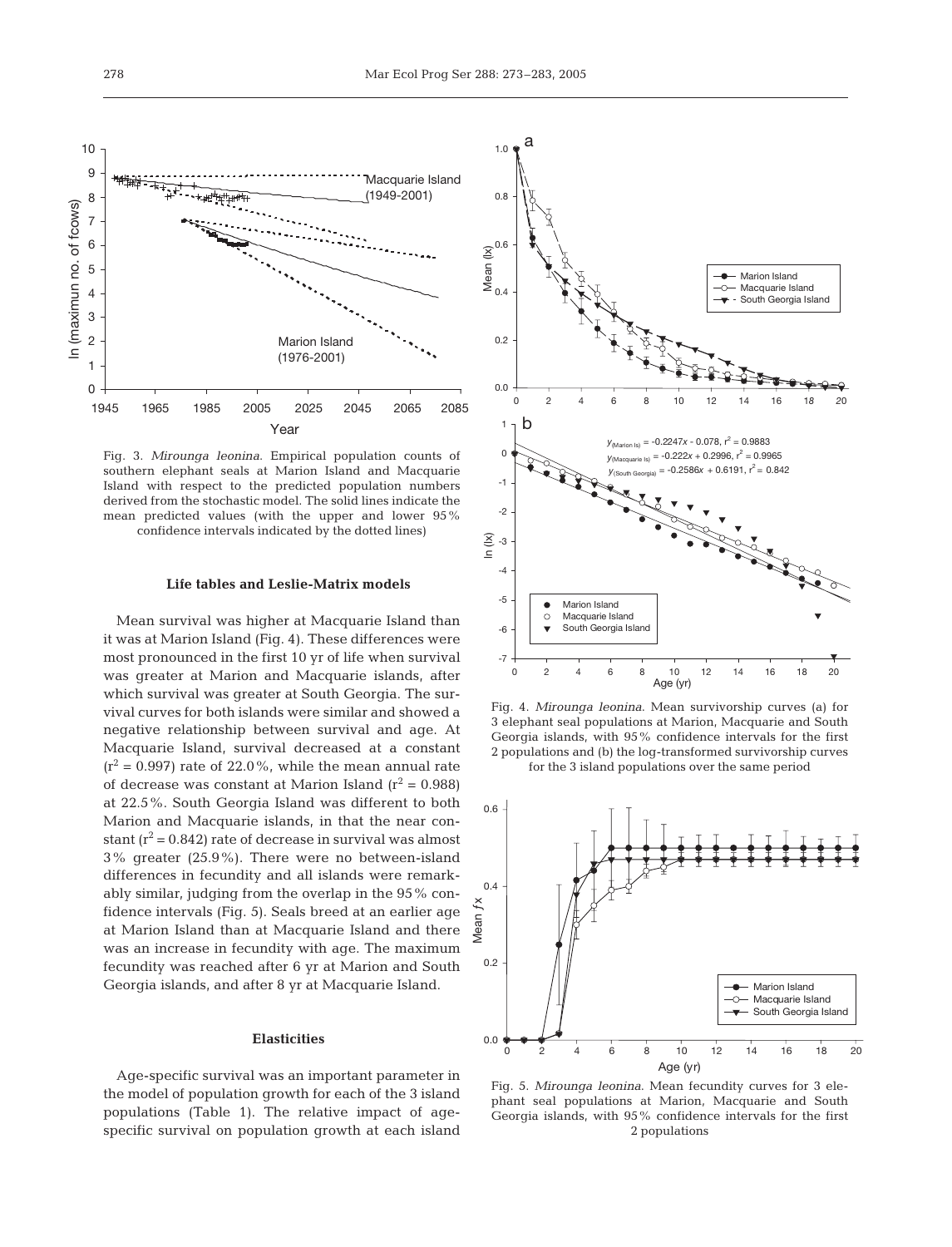Fig. 3. *Mirounga leonina*. Empirical population counts of southern elephant seals at Marion Island and Macquarie Island with respect to the predicted population numbers derived from the stochastic model. The solid lines indicate the mean predicted values (with the upper and lower 95% confidence intervals indicated by the dotted lines)

Fig. 4. *Mirounga leonina*. Mean survivorship curves (a) for 3 elephant seal populations at Marion, Macquarie and South Georgia islands, with 95% confidence intervals for the first 2 populations and (b) the log-transformed survivorship curves for the 3 island populations over the same period

Fig. 5. *Mirounga leonina*. Mean fecundity curves for 3 elephant seal populations at Marion, Macquarie and South Georgia islands, with 95% confidence intervals for the first 2 populations

### Life tables and Leslie-Matrix models

Mean survival was higher at Macquarie Island than it was at Marion Island (Fig. 4). These differences were most pronounced in the first 10 yr of life when survival was greater at Marion and Macquarie islands, after which survival was greater at South Georgia. The survival curves for both islands were similar and showed a negative relationship between survival and age. At Macquarie Island, survival decreased at a constant ($r^2 = 0.997$) rate of 22.0%, while the mean annual rate of decrease was constant at Marion Island ($r^2 = 0.988$) at 22.5%. South Georgia Island was different to both Marion and Macquarie islands, in that the near constant ($r^2 = 0.842$) rate of decrease in survival was almost 3% greater (25.9%). There were no between-island differences in fecundity and all islands were remarkably similar, judging from the overlap in the 95% confidence intervals (Fig. 5). Seals breed at an earlier age at Marion Island than at Macquarie Island and there was an increase in fecundity with age. The maximum fecundity was reached after 6 yr at Marion and South Georgia islands, and after 8 yr at Macquarie Island.

### Elasticities

Age-specific survival was an important parameter in the model of population growth for each of the 3 island populations (Table 1). The relative impact of age-specific survival on population growth at each island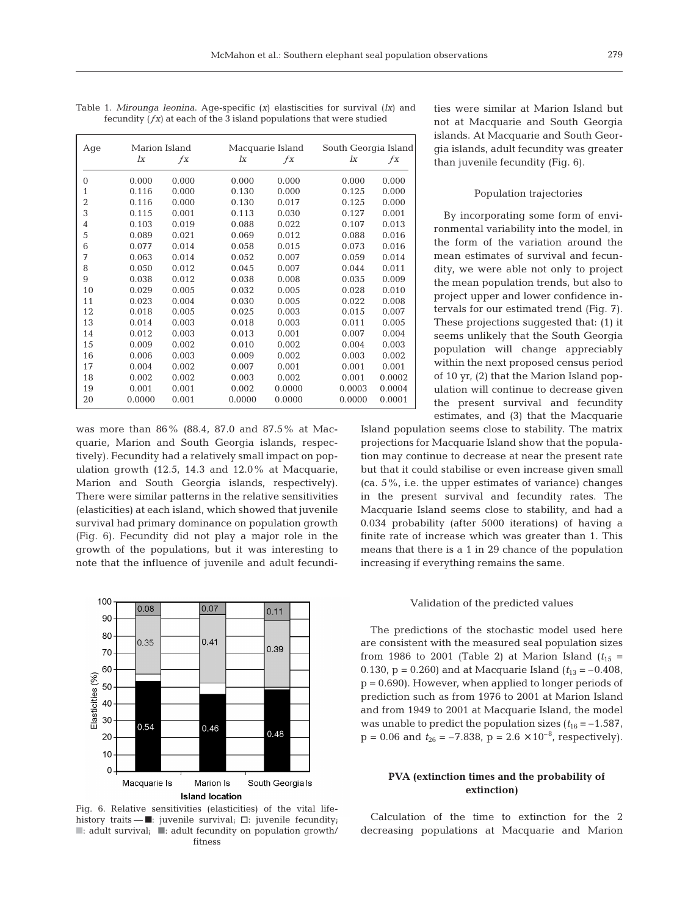Table 1. *Mirounga leonina*. Age-specific (*x*) elasticities for survival (*lx*) and fecundity (*fx*) at each of the 3 island populations that were studied

| Age | Marion Island | | Macquarie Island | | South Georgia Island | |
|---|---|---|---|---|---|---|
| | *lx* | *fx* | *lx* | *fx* | *lx* | *fx* |
| 0 | 0.000 | 0.000 | 0.000 | 0.000 | 0.000 | 0.000 |
| 1 | 0.116 | 0.000 | 0.130 | 0.000 | 0.125 | 0.000 |
| 2 | 0.116 | 0.000 | 0.130 | 0.017 | 0.125 | 0.000 |
| 3 | 0.115 | 0.001 | 0.113 | 0.030 | 0.127 | 0.001 |
| 4 | 0.103 | 0.019 | 0.088 | 0.022 | 0.107 | 0.013 |
| 5 | 0.089 | 0.021 | 0.069 | 0.012 | 0.088 | 0.016 |
| 6 | 0.077 | 0.014 | 0.058 | 0.015 | 0.073 | 0.016 |
| 7 | 0.063 | 0.014 | 0.052 | 0.007 | 0.059 | 0.014 |
| 8 | 0.050 | 0.012 | 0.045 | 0.007 | 0.044 | 0.011 |
| 9 | 0.038 | 0.012 | 0.038 | 0.008 | 0.035 | 0.009 |
| 10 | 0.029 | 0.005 | 0.032 | 0.005 | 0.028 | 0.010 |
| 11 | 0.023 | 0.004 | 0.030 | 0.005 | 0.022 | 0.008 |
| 12 | 0.018 | 0.005 | 0.025 | 0.003 | 0.015 | 0.007 |
| 13 | 0.014 | 0.003 | 0.018 | 0.003 | 0.011 | 0.005 |
| 14 | 0.012 | 0.003 | 0.013 | 0.001 | 0.007 | 0.004 |
| 15 | 0.009 | 0.002 | 0.010 | 0.002 | 0.004 | 0.003 |
| 16 | 0.006 | 0.003 | 0.009 | 0.002 | 0.003 | 0.002 |
| 17 | 0.004 | 0.002 | 0.007 | 0.001 | 0.001 | 0.001 |
| 18 | 0.002 | 0.002 | 0.003 | 0.002 | 0.001 | 0.0002 |
| 19 | 0.001 | 0.001 | 0.002 | 0.0000 | 0.0003 | 0.0004 |
| 20 | 0.0000 | 0.001 | 0.0000 | 0.0000 | 0.0000 | 0.0001 |

was more than 86% (88.4, 87.0 and 87.5% at Macquarie, Marion and South Georgia islands, respectively). Fecundity had a relatively small impact on population growth (12.5, 14.3 and 12.0% at Macquarie, Marion and South Georgia islands, respectively). There were similar patterns in the relative sensitivities (elasticities) at each island, which showed that juvenile survival had primary dominance on population growth (Fig. 6). Fecundity did not play a major role in the growth of the populations, but it was interesting to note that the influence of juvenile and adult fecundities were similar at Marion Island but not at Macquarie and South Georgia islands. At Macquarie and South Georgia islands, adult fecundity was greater than juvenile fecundity (Fig. 6).

Fig. 6. Relative sensitivities (elasticities) of the vital life-history traits — ■: juvenile survival; □: juvenile fecundity; ■: adult survival; ■: adult fecundity on population growth/fitness

### Population trajectories

By incorporating some form of environmental variability into the model, in the form of the variation around the mean estimates of survival and fecundity, we were able not only to project the mean population trends, but also to project upper and lower confidence intervals for our estimated trend (Fig. 7). These projections suggested that: (1) it seems unlikely that the South Georgia population will change appreciably within the next proposed census period of 10 yr, (2) that the Marion Island population will continue to decrease given the present survival and fecundity estimates, and (3) that the Macquarie Island population seems close to stability. The matrix projections for Macquarie Island show that the population may continue to decrease at near the present rate but that it could stabilise or even increase given small (ca. 5%, i.e. the upper estimates of variance) changes in the present survival and fecundity rates. The Macquarie Island seems close to stability, and had a 0.034 probability (after 5000 iterations) of having a finite rate of increase which was greater than 1. This means that there is a 1 in 29 chance of the population increasing if everything remains the same.

### Validation of the predicted values

The predictions of the stochastic model used here are consistent with the measured seal population sizes from 1986 to 2001 (Table 2) at Marion Island ($t_{15}$ = 0.130, p = 0.260) and at Macquarie Island ($t_{13}$ = −0.408, p = 0.690). However, when applied to longer periods of prediction such as from 1976 to 2001 at Marion Island and from 1949 to 2001 at Macquarie Island, the model was unable to predict the population sizes ($t_{16}$ = −1.587, p = 0.06 and $t_{26}$ = −7.838, p = $2.6 \times 10^{-8}$, respectively).

## PVA (extinction times and the probability of extinction)

Calculation of the time to extinction for the 2 decreasing populations at Macquarie and Marion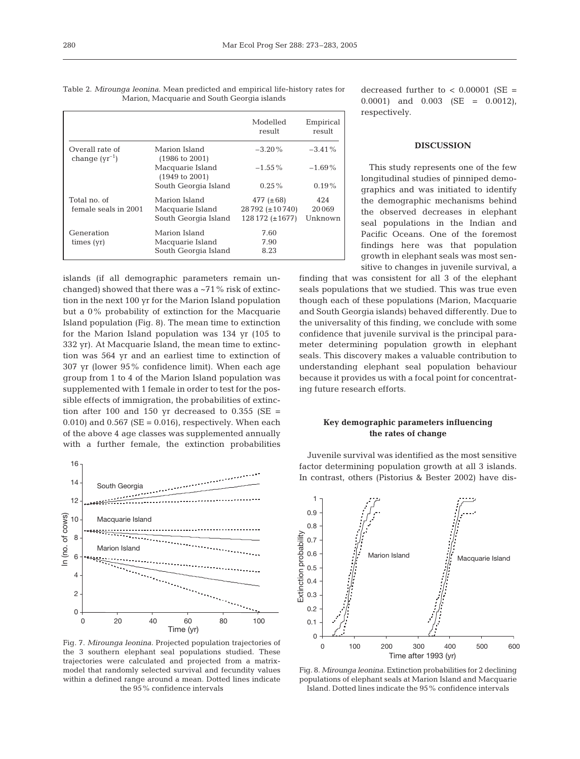Table 2. *Mirounga leonina*. Mean predicted and empirical life-history rates for Marion, Macquarie and South Georgia islands

| | | Modelled result | Empirical result |
|---|---|---|---|
| Overall rate of change ($yr^{-1}$) | Marion Island (1986 to 2001) | −3.20% | −3.41% |
| | Macquarie Island (1949 to 2001) | −1.55% | −1.69% |
| | South Georgia Island | 0.25% | 0.19% |
| Total no. of female seals in 2001 | Marion Island | 477 (±68) | 424 |
| | Macquarie Island | 28792 (±10740) | 20069 |
| | South Georgia Island | 128172 (±1677) | Unknown |
| Generation times (yr) | Marion Island | 7.60 | |
| | Macquarie Island | 7.90 | |
| | South Georgia Island | 8.23 | |

islands (if all demographic parameters remain unchanged) showed that there was a ~71% risk of extinction in the next 100 yr for the Marion Island population but a 0% probability of extinction for the Macquarie Island population (Fig. 8). The mean time to extinction for the Marion Island population was 134 yr (105 to 332 yr). At Macquarie Island, the mean time to extinction was 564 yr and an earliest time to extinction of 307 yr (lower 95% confidence limit). When each age group from 1 to 4 of the Marion Island population was supplemented with 1 female in order to test for the possible effects of immigration, the probabilities of extinction after 100 and 150 yr decreased to 0.355 (SE = 0.010) and 0.567 (SE = 0.016), respectively. When each of the above 4 age classes was supplemented annually with a further female, the extinction probabilities decreased further to < 0.00001 (SE = 0.0001) and 0.003 (SE = 0.0012), respectively.

Fig. 7. *Mirounga leonina*. Projected population trajectories of the 3 southern elephant seal populations studied. These trajectories were calculated and projected from a matrix-model that randomly selected survival and fecundity values within a defined range around a mean. Dotted lines indicate the 95% confidence intervals

## DISCUSSION

This study represents one of the few longitudinal studies of pinniped demographics and was initiated to identify the demographic mechanisms behind the observed decreases in elephant seal populations in the Indian and Pacific Oceans. One of the foremost findings here was that population growth in elephant seals was most sensitive to changes in juvenile survival, a finding that was consistent for all 3 of the elephant seals populations that we studied. This was true even though each of these populations (Marion, Macquarie and South Georgia islands) behaved differently. Due to the universality of this finding, we conclude with some confidence that juvenile survival is the principal parameter determining population growth in elephant seals. This discovery makes a valuable contribution to understanding elephant seal population behaviour because it provides us with a focal point for concentrating future research efforts.

### Key demographic parameters influencing the rates of change

Juvenile survival was identified as the most sensitive factor determining population growth at all 3 islands. In contrast, others (Pistorius & Bester 2002) have dis-

Fig. 8. *Mirounga leonina*. Extinction probabilities for 2 declining populations of elephant seals at Marion Island and Macquarie Island. Dotted lines indicate the 95% confidence intervals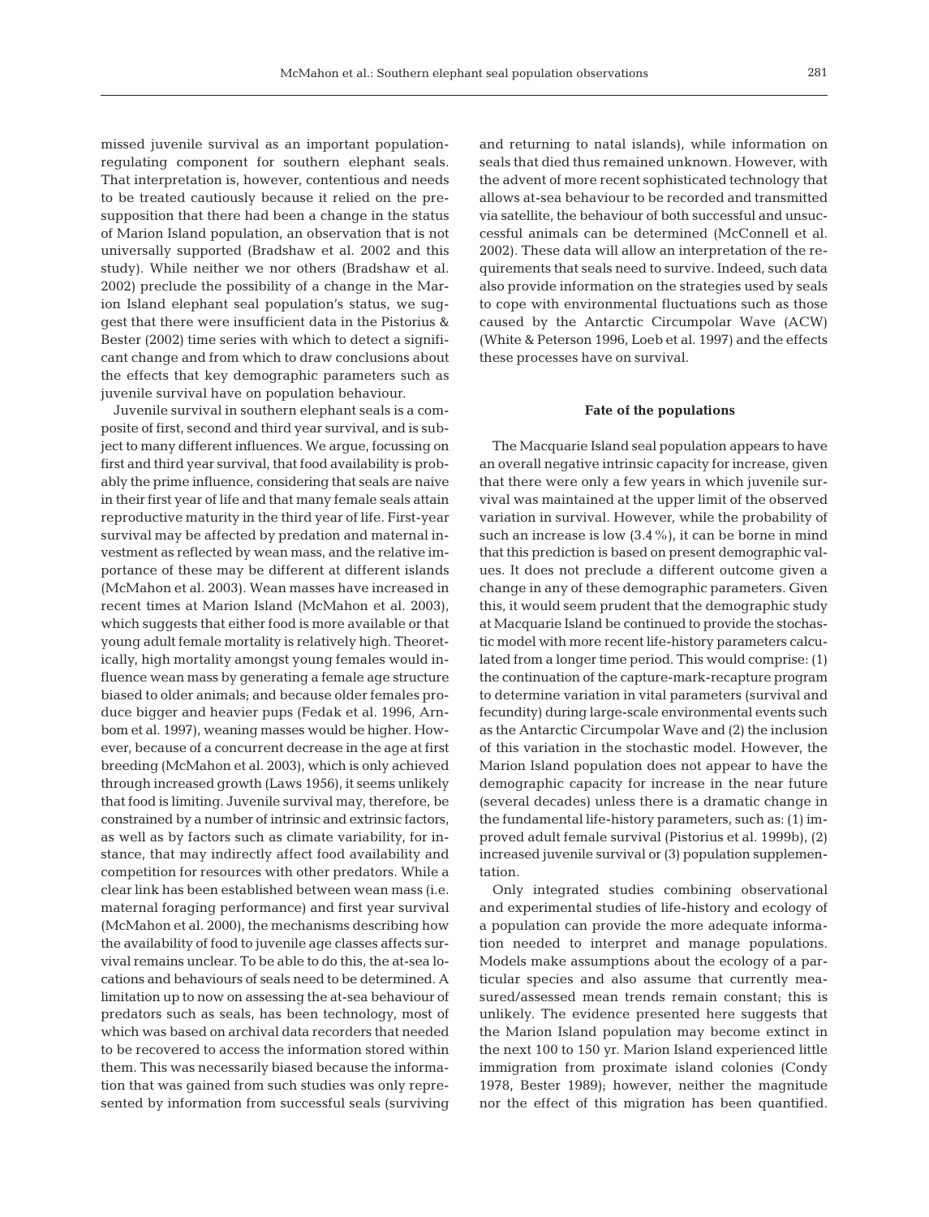missed juvenile survival as an important population-regulating component for southern elephant seals. That interpretation is, however, contentious and needs to be treated cautiously because it relied on the presupposition that there had been a change in the status of Marion Island population, an observation that is not universally supported (Bradshaw et al. 2002 and this study). While neither we nor others (Bradshaw et al. 2002) preclude the possibility of a change in the Marion Island elephant seal population's status, we suggest that there were insufficient data in the Pistorius & Bester (2002) time series with which to detect a significant change and from which to draw conclusions about the effects that key demographic parameters such as juvenile survival have on population behaviour.

Juvenile survival in southern elephant seals is a composite of first, second and third year survival, and is subject to many different influences. We argue, focussing on first and third year survival, that food availability is probably the prime influence, considering that seals are naive in their first year of life and that many female seals attain reproductive maturity in the third year of life. First-year survival may be affected by predation and maternal investment as reflected by wean mass, and the relative importance of these may be different at different islands (McMahon et al. 2003). Wean masses have increased in recent times at Marion Island (McMahon et al. 2003), which suggests that either food is more available or that young adult female mortality is relatively high. Theoretically, high mortality amongst young females would influence wean mass by generating a female age structure biased to older animals; and because older females produce bigger and heavier pups (Fedak et al. 1996, Arnbom et al. 1997), weaning masses would be higher. However, because of a concurrent decrease in the age at first breeding (McMahon et al. 2003), which is only achieved through increased growth (Laws 1956), it seems unlikely that food is limiting. Juvenile survival may, therefore, be constrained by a number of intrinsic and extrinsic factors, as well as by factors such as climate variability, for instance, that may indirectly affect food availability and competition for resources with other predators. While a clear link has been established between wean mass (i.e. maternal foraging performance) and first year survival (McMahon et al. 2000), the mechanisms describing how the availability of food to juvenile age classes affects survival remains unclear. To be able to do this, the at-sea locations and behaviours of seals need to be determined. A limitation up to now on assessing the at-sea behaviour of predators such as seals, has been technology, most of which was based on archival data recorders that needed to be recovered to access the information stored within them. This was necessarily biased because the information that was gained from such studies was only represented by information from successful seals (surviving and returning to natal islands), while information on seals that died thus remained unknown. However, with the advent of more recent sophisticated technology that allows at-sea behaviour to be recorded and transmitted via satellite, the behaviour of both successful and unsuccessful animals can be determined (McConnell et al. 2002). These data will allow an interpretation of the requirements that seals need to survive. Indeed, such data also provide information on the strategies used by seals to cope with environmental fluctuations such as those caused by the Antarctic Circumpolar Wave (ACW) (White & Peterson 1996, Loeb et al. 1997) and the effects these processes have on survival.

## Fate of the populations

The Macquarie Island seal population appears to have an overall negative intrinsic capacity for increase, given that there were only a few years in which juvenile survival was maintained at the upper limit of the observed variation in survival. However, while the probability of such an increase is low (3.4%), it can be borne in mind that this prediction is based on present demographic values. It does not preclude a different outcome given a change in any of these demographic parameters. Given this, it would seem prudent that the demographic study at Macquarie Island be continued to provide the stochastic model with more recent life-history parameters calculated from a longer time period. This would comprise: (1) the continuation of the capture-mark-recapture program to determine variation in vital parameters (survival and fecundity) during large-scale environmental events such as the Antarctic Circumpolar Wave and (2) the inclusion of this variation in the stochastic model. However, the Marion Island population does not appear to have the demographic capacity for increase in the near future (several decades) unless there is a dramatic change in the fundamental life-history parameters, such as: (1) improved adult female survival (Pistorius et al. 1999b), (2) increased juvenile survival or (3) population supplementation.

Only integrated studies combining observational and experimental studies of life-history and ecology of a population can provide the more adequate information needed to interpret and manage populations. Models make assumptions about the ecology of a particular species and also assume that currently measured/assessed mean trends remain constant; this is unlikely. The evidence presented here suggests that the Marion Island population may become extinct in the next 100 to 150 yr. Marion Island experienced little immigration from proximate island colonies (Condy 1978, Bester 1989); however, neither the magnitude nor the effect of this migration has been quantified.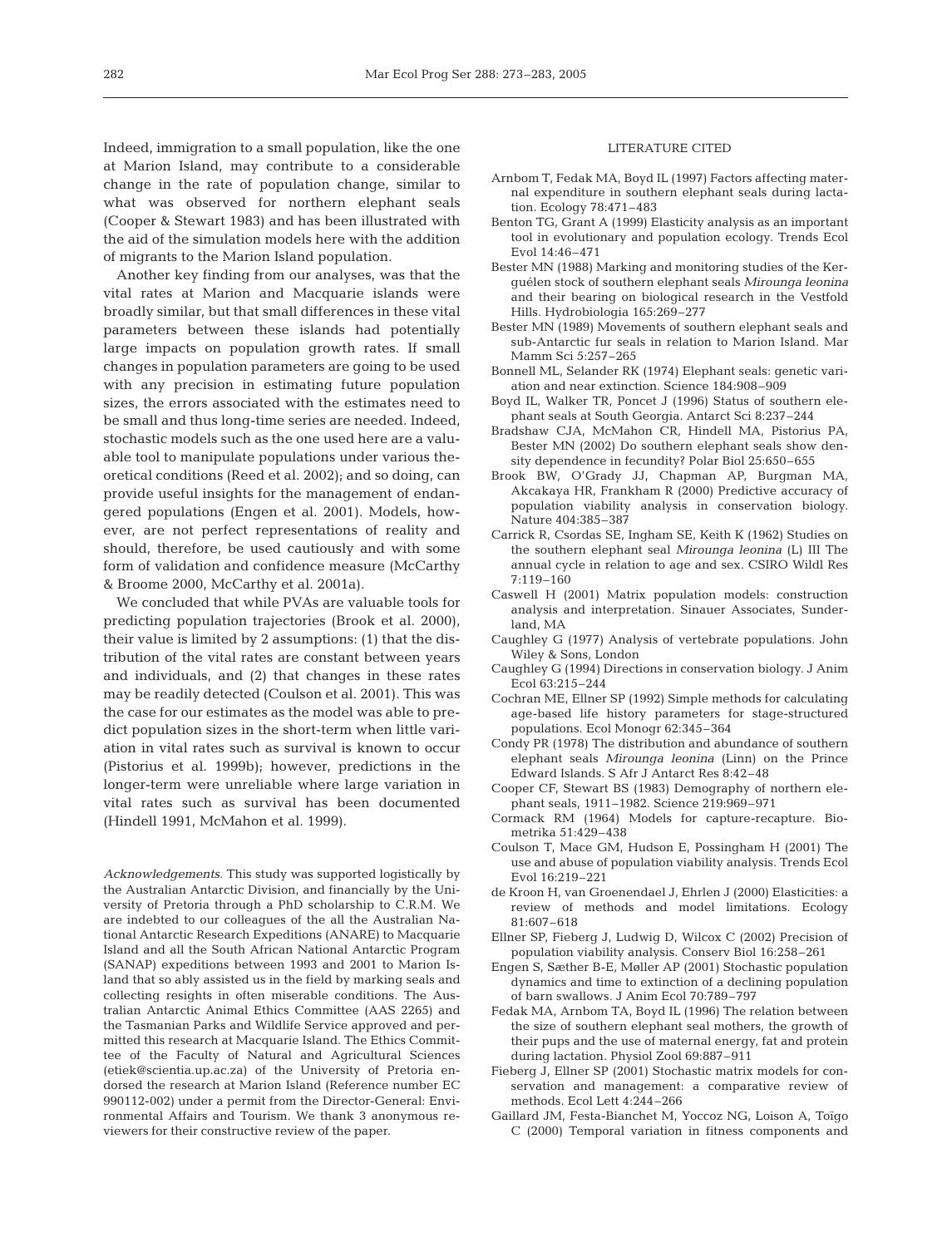Indeed, immigration to a small population, like the one at Marion Island, may contribute to a considerable change in the rate of population change, similar to what was observed for northern elephant seals (Cooper & Stewart 1983) and has been illustrated with the aid of the simulation models here with the addition of migrants to the Marion Island population.

Another key finding from our analyses, was that the vital rates at Marion and Macquarie islands were broadly similar, but that small differences in these vital parameters between these islands had potentially large impacts on population growth rates. If small changes in population parameters are going to be used with any precision in estimating future population sizes, the errors associated with the estimates need to be small and thus long-time series are needed. Indeed, stochastic models such as the one used here are a valuable tool to manipulate populations under various theoretical conditions (Reed et al. 2002); and so doing, can provide useful insights for the management of endangered populations (Engen et al. 2001). Models, however, are not perfect representations of reality and should, therefore, be used cautiously and with some form of validation and confidence measure (McCarthy & Broome 2000, McCarthy et al. 2001a).

We concluded that while PVAs are valuable tools for predicting population trajectories (Brook et al. 2000), their value is limited by 2 assumptions: (1) that the distribution of the vital rates are constant between years and individuals, and (2) that changes in these rates may be readily detected (Coulson et al. 2001). This was the case for our estimates as the model was able to predict population sizes in the short-term when little variation in vital rates such as survival is known to occur (Pistorius et al. 1999b); however, predictions in the longer-term were unreliable where large variation in vital rates such as survival has been documented (Hindell 1991, McMahon et al. 1999).

*Acknowledgements.* This study was supported logistically by the Australian Antarctic Division, and financially by the University of Pretoria through a PhD scholarship to C.R.M. We are indebted to our colleagues of the all the Australian National Antarctic Research Expeditions (ANARE) to Macquarie Island and all the South African National Antarctic Program (SANAP) expeditions between 1993 and 2001 to Marion Island that so ably assisted us in the field by marking seals and collecting resights in often miserable conditions. The Australian Antarctic Animal Ethics Committee (AAS 2265) and the Tasmanian Parks and Wildlife Service approved and permitted this research at Macquarie Island. The Ethics Committee of the Faculty of Natural and Agricultural Sciences (etiek@scientia.up.ac.za) of the University of Pretoria endorsed the research at Marion Island (Reference number EC 990112-002) under a permit from the Director-General: Environmental Affairs and Tourism. We thank 3 anonymous reviewers for their constructive review of the paper.

## LITERATURE CITED

- Arnbom T, Fedak MA, Boyd IL (1997) Factors affecting maternal expenditure in southern elephant seals during lactation. Ecology 78:471–483
- Benton TG, Grant A (1999) Elasticity analysis as an important tool in evolutionary and population ecology. Trends Ecol Evol 14:46–471
- Bester MN (1988) Marking and monitoring studies of the Kerguélen stock of southern elephant seals *Mirounga leonina* and their bearing on biological research in the Vestfold Hills. Hydrobiologia 165:269–277
- Bester MN (1989) Movements of southern elephant seals and sub-Antarctic fur seals in relation to Marion Island. Mar Mamm Sci 5:257–265
- Bonnell ML, Selander RK (1974) Elephant seals: genetic variation and near extinction. Science 184:908–909
- Boyd IL, Walker TR, Poncet J (1996) Status of southern elephant seals at South Georgia. Antarct Sci 8:237–244
- Bradshaw CJA, McMahon CR, Hindell MA, Pistorius PA, Bester MN (2002) Do southern elephant seals show density dependence in fecundity? Polar Biol 25:650–655
- Brook BW, O'Grady JJ, Chapman AP, Burgman MA, Akcakaya HR, Frankham R (2000) Predictive accuracy of population viability analysis in conservation biology. Nature 404:385–387
- Carrick R, Csordas SE, Ingham SE, Keith K (1962) Studies on the southern elephant seal *Mirounga leonina* (L) III The annual cycle in relation to age and sex. CSIRO Wildl Res 7:119–160
- Caswell H (2001) Matrix population models: construction analysis and interpretation. Sinauer Associates, Sunderland, MA
- Caughley G (1977) Analysis of vertebrate populations. John Wiley & Sons, London
- Caughley G (1994) Directions in conservation biology. J Anim Ecol 63:215–244
- Cochran ME, Ellner SP (1992) Simple methods for calculating age-based life history parameters for stage-structured populations. Ecol Monogr 62:345–364
- Condy PR (1978) The distribution and abundance of southern elephant seals *Mirounga leonina* (Linn) on the Prince Edward Islands. S Afr J Antarct Res 8:42–48
- Cooper CF, Stewart BS (1983) Demography of northern elephant seals, 1911–1982. Science 219:969–971
- Cormack RM (1964) Models for capture-recapture. Biometrika 51:429–438
- Coulson T, Mace GM, Hudson E, Possingham H (2001) The use and abuse of population viability analysis. Trends Ecol Evol 16:219–221
- de Kroon H, van Groenendael J, Ehrlen J (2000) Elasticities: a review of methods and model limitations. Ecology 81:607–618
- Ellner SP, Fieberg J, Ludwig D, Wilcox C (2002) Precision of population viability analysis. Conserv Biol 16:258–261
- Engen S, Sæther B-E, Møller AP (2001) Stochastic population dynamics and time to extinction of a declining population of barn swallows. J Anim Ecol 70:789–797
- Fedak MA, Arnbom TA, Boyd IL (1996) The relation between the size of southern elephant seal mothers, the growth of their pups and the use of maternal energy, fat and protein during lactation. Physiol Zool 69:887–911
- Fieberg J, Ellner SP (2001) Stochastic matrix models for conservation and management: a comparative review of methods. Ecol Lett 4:244–266
- Gaillard JM, Festa-Bianchet M, Yoccoz NG, Loison A, Toïgo C (2000) Temporal variation in fitness components and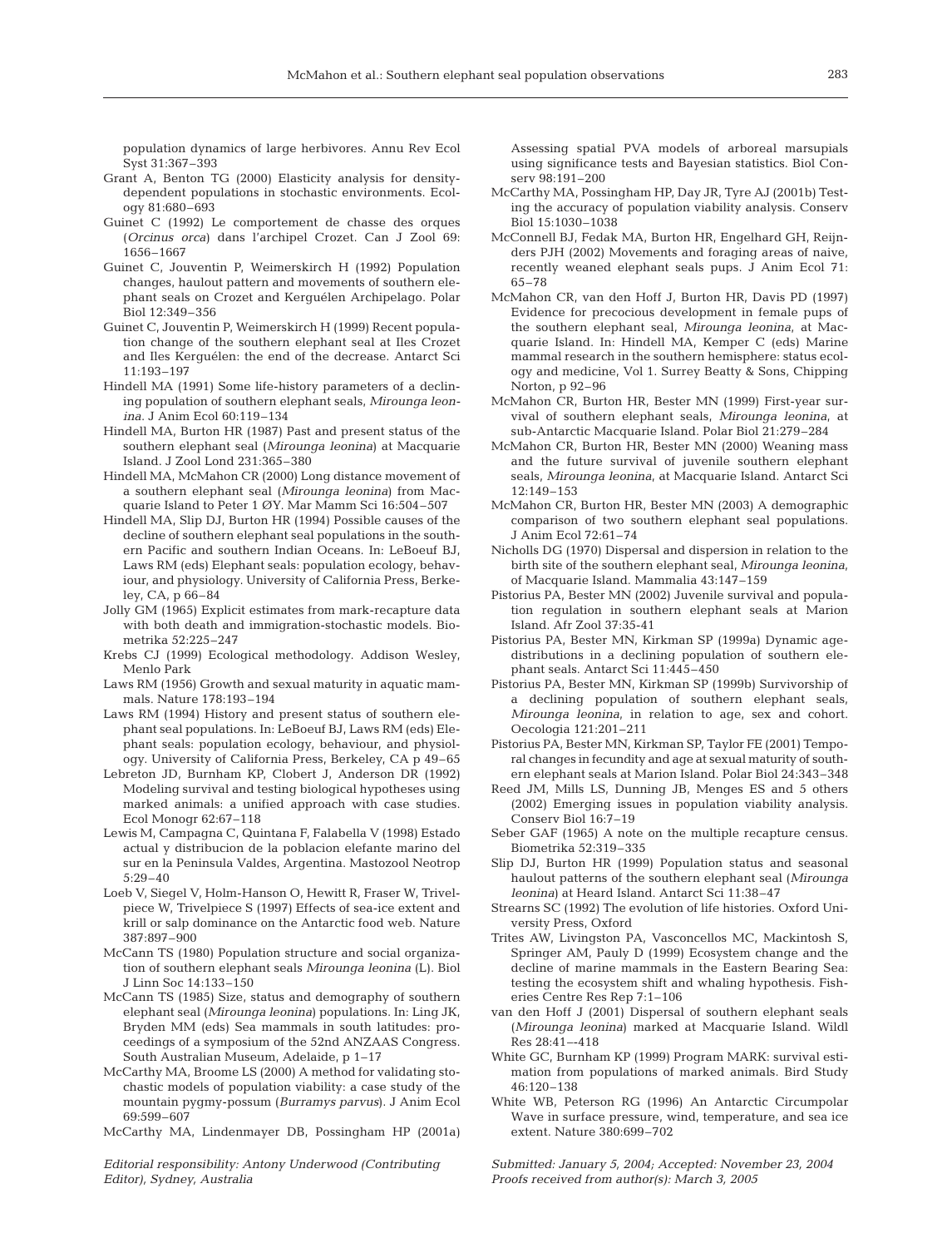population dynamics of large herbivores. Annu Rev Ecol Syst 31:367–393

Grant A, Benton TG (2000) Elasticity analysis for density-dependent populations in stochastic environments. Ecology 81:680–693

Guinet C (1992) Le comportement de chasse des orques (*Orcinus orca*) dans l'archipel Crozet. Can J Zool 69: 1656–1667

Guinet C, Jouventin P, Weimerskirch H (1992) Population changes, haulout pattern and movements of southern elephant seals on Crozet and Kerguélen Archipelago. Polar Biol 12:349–356

Guinet C, Jouventin P, Weimerskirch H (1999) Recent population change of the southern elephant seal at Iles Crozet and Iles Kerguélen: the end of the decrease. Antarct Sci 11:193–197

Hindell MA (1991) Some life-history parameters of a declining population of southern elephant seals, *Mirounga leonina*. J Anim Ecol 60:119–134

Hindell MA, Burton HR (1987) Past and present status of the southern elephant seal (*Mirounga leonina*) at Macquarie Island. J Zool Lond 231:365–380

Hindell MA, McMahon CR (2000) Long distance movement of a southern elephant seal (*Mirounga leonina*) from Macquarie Island to Peter 1 ØY. Mar Mamm Sci 16:504–507

Hindell MA, Slip DJ, Burton HR (1994) Possible causes of the decline of southern elephant seal populations in the southern Pacific and southern Indian Oceans. In: LeBoeuf BJ, Laws RM (eds) Elephant seals: population ecology, behaviour, and physiology. University of California Press, Berkeley, CA, p 66–84

Jolly GM (1965) Explicit estimates from mark-recapture data with both death and immigration-stochastic models. Biometrika 52:225–247

Krebs CJ (1999) Ecological methodology. Addison Wesley, Menlo Park

Laws RM (1956) Growth and sexual maturity in aquatic mammals. Nature 178:193–194

Laws RM (1994) History and present status of southern elephant seal populations. In: LeBoeuf BJ, Laws RM (eds) Elephant seals: population ecology, behaviour, and physiology. University of California Press, Berkeley, CA p 49–65

Lebreton JD, Burnham KP, Clobert J, Anderson DR (1992) Modeling survival and testing biological hypotheses using marked animals: a unified approach with case studies. Ecol Monogr 62:67–118

Lewis M, Campagna C, Quintana F, Falabella V (1998) Estado actual y distribucion de la poblacion elefante marino del sur en la Peninsula Valdes, Argentina. Mastozool Neotrop 5:29–40

Loeb V, Siegel V, Holm-Hanson O, Hewitt R, Fraser W, Trivelpiece W, Trivelpiece S (1997) Effects of sea-ice extent and krill or salp dominance on the Antarctic food web. Nature 387:897–900

McCann TS (1980) Population structure and social organization of southern elephant seals *Mirounga leonina* (L). Biol J Linn Soc 14:133–150

McCann TS (1985) Size, status and demography of southern elephant seal (*Mirounga leonina*) populations. In: Ling JK, Bryden MM (eds) Sea mammals in south latitudes: proceedings of a symposium of the 52nd ANZAAS Congress. South Australian Museum, Adelaide, p 1–17

McCarthy MA, Broome LS (2000) A method for validating stochastic models of population viability: a case study of the mountain pygmy-possum (*Burramys parvus*). J Anim Ecol 69:599–607

McCarthy MA, Lindenmayer DB, Possingham HP (2001a) Assessing spatial PVA models of arboreal marsupials using significance tests and Bayesian statistics. Biol Conserv 98:191–200

McCarthy MA, Possingham HP, Day JR, Tyre AJ (2001b) Testing the accuracy of population viability analysis. Conserv Biol 15:1030–1038

McConnell BJ, Fedak MA, Burton HR, Engelhard GH, Reijnders PJH (2002) Movements and foraging areas of naive, recently weaned elephant seals pups. J Anim Ecol 71: 65–78

McMahon CR, van den Hoff J, Burton HR, Davis PD (1997) Evidence for precocious development in female pups of the southern elephant seal, *Mirounga leonina*, at Macquarie Island. In: Hindell MA, Kemper C (eds) Marine mammal research in the southern hemisphere: status ecology and medicine, Vol 1. Surrey Beatty & Sons, Chipping Norton, p 92–96

McMahon CR, Burton HR, Bester MN (1999) First-year survival of southern elephant seals, *Mirounga leonina*, at sub-Antarctic Macquarie Island. Polar Biol 21:279–284

McMahon CR, Burton HR, Bester MN (2000) Weaning mass and the future survival of juvenile southern elephant seals, *Mirounga leonina*, at Macquarie Island. Antarct Sci 12:149–153

McMahon CR, Burton HR, Bester MN (2003) A demographic comparison of two southern elephant seal populations. J Anim Ecol 72:61–74

Nicholls DG (1970) Dispersal and dispersion in relation to the birth site of the southern elephant seal, *Mirounga leonina*, of Macquarie Island. Mammalia 43:147–159

Pistorius PA, Bester MN (2002) Juvenile survival and population regulation in southern elephant seals at Marion Island. Afr Zool 37:35-41

Pistorius PA, Bester MN, Kirkman SP (1999a) Dynamic age-distributions in a declining population of southern elephant seals. Antarct Sci 11:445–450

Pistorius PA, Bester MN, Kirkman SP (1999b) Survivorship of a declining population of southern elephant seals, *Mirounga leonina*, in relation to age, sex and cohort. Oecologia 121:201–211

Pistorius PA, Bester MN, Kirkman SP, Taylor FE (2001) Temporal changes in fecundity and age at sexual maturity of southern elephant seals at Marion Island. Polar Biol 24:343–348

Reed JM, Mills LS, Dunning JB, Menges ES and 5 others (2002) Emerging issues in population viability analysis. Conserv Biol 16:7–19

Seber GAF (1965) A note on the multiple recapture census. Biometrika 52:319–335

Slip DJ, Burton HR (1999) Population status and seasonal haulout patterns of the southern elephant seal (*Mirounga leonina*) at Heard Island. Antarct Sci 11:38–47

Strearns SC (1992) The evolution of life histories. Oxford University Press, Oxford

Trites AW, Livingston PA, Vasconcellos MC, Mackintosh S, Springer AM, Pauly D (1999) Ecosystem change and the decline of marine mammals in the Eastern Bearing Sea: testing the ecosystem shift and whaling hypothesis. Fisheries Centre Res Rep 7:1–106

van den Hoff J (2001) Dispersal of southern elephant seals (*Mirounga leonina*) marked at Macquarie Island. Wildl Res 28:41–-418

White GC, Burnham KP (1999) Program MARK: survival estimation from populations of marked animals. Bird Study 46:120–138

White WB, Peterson RG (1996) An Antarctic Circumpolar Wave in surface pressure, wind, temperature, and sea ice extent. Nature 380:699–702

*Editorial responsibility: Antony Underwood (Contributing Editor), Sydney, Australia*

*Submitted: January 5, 2004; Accepted: November 23, 2004*
*Proofs received from author(s): March 3, 2005*